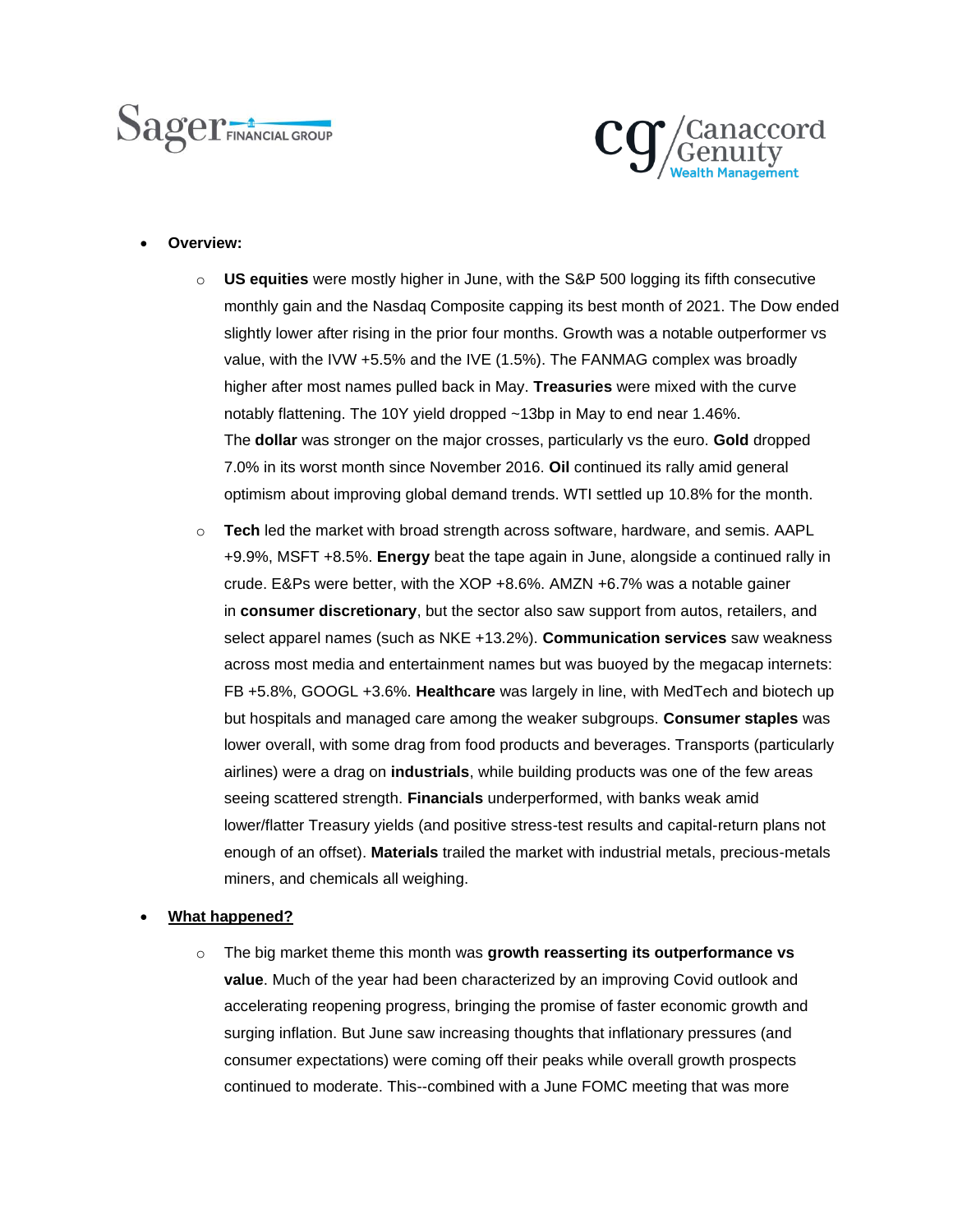- **Overview:**
  - **US equities** were mostly higher in June, with the S&P 500 logging its fifth consecutive monthly gain and the Nasdaq Composite capping its best month of 2021. The Dow ended slightly lower after rising in the prior four months. Growth was a notable outperformer vs value, with the IVW +5.5% and the IVE (1.5%). The FANMAG complex was broadly higher after most names pulled back in May. **Treasuries** were mixed with the curve notably flattening. The 10Y yield dropped ~13bp in May to end near 1.46%. The **dollar** was stronger on the major crosses, particularly vs the euro. **Gold** dropped 7.0% in its worst month since November 2016. **Oil** continued its rally amid general optimism about improving global demand trends. WTI settled up 10.8% for the month.
  - **Tech** led the market with broad strength across software, hardware, and semis. AAPL +9.9%, MSFT +8.5%. **Energy** beat the tape again in June, alongside a continued rally in crude. E&Ps were better, with the XOP +8.6%. AMZN +6.7% was a notable gainer in **consumer discretionary**, but the sector also saw support from autos, retailers, and select apparel names (such as NKE +13.2%). **Communication services** saw weakness across most media and entertainment names but was buoyed by the megacap internets: FB +5.8%, GOOGL +3.6%. **Healthcare** was largely in line, with MedTech and biotech up but hospitals and managed care among the weaker subgroups. **Consumer staples** was lower overall, with some drag from food products and beverages. Transports (particularly airlines) were a drag on **industrials**, while building products was one of the few areas seeing scattered strength. **Financials** underperformed, with banks weak amid lower/flatter Treasury yields (and positive stress-test results and capital-return plans not enough of an offset). **Materials** trailed the market with industrial metals, precious-metals miners, and chemicals all weighing.

- **<u>What happened?</u>**
  - The big market theme this month was **growth reasserting its outperformance vs value**. Much of the year had been characterized by an improving Covid outlook and accelerating reopening progress, bringing the promise of faster economic growth and surging inflation. But June saw increasing thoughts that inflationary pressures (and consumer expectations) were coming off their peaks while overall growth prospects continued to moderate. This--combined with a June FOMC meeting that was more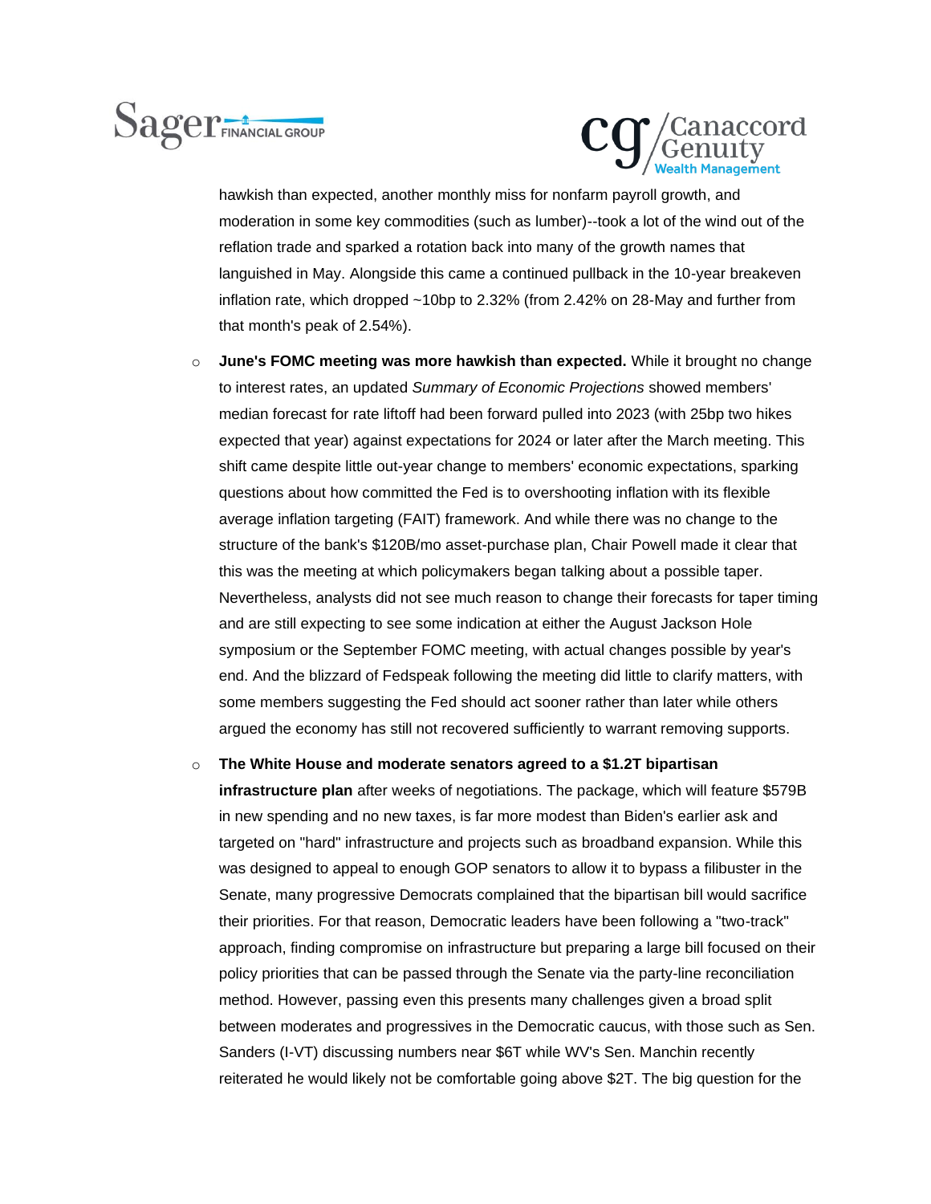hawkish than expected, another monthly miss for nonfarm payroll growth, and moderation in some key commodities (such as lumber)--took a lot of the wind out of the reflation trade and sparked a rotation back into many of the growth names that languished in May. Alongside this came a continued pullback in the 10-year breakeven inflation rate, which dropped ~10bp to 2.32% (from 2.42% on 28-May and further from that month's peak of 2.54%).

- **June's FOMC meeting was more hawkish than expected.** While it brought no change to interest rates, an updated *Summary of Economic Projections* showed members' median forecast for rate liftoff had been forward pulled into 2023 (with 25bp two hikes expected that year) against expectations for 2024 or later after the March meeting. This shift came despite little out-year change to members' economic expectations, sparking questions about how committed the Fed is to overshooting inflation with its flexible average inflation targeting (FAIT) framework. And while there was no change to the structure of the bank's $120B/mo asset-purchase plan, Chair Powell made it clear that this was the meeting at which policymakers began talking about a possible taper. Nevertheless, analysts did not see much reason to change their forecasts for taper timing and are still expecting to see some indication at either the August Jackson Hole symposium or the September FOMC meeting, with actual changes possible by year's end. And the blizzard of Fedspeak following the meeting did little to clarify matters, with some members suggesting the Fed should act sooner rather than later while others argued the economy has still not recovered sufficiently to warrant removing supports.
- **The White House and moderate senators agreed to a $1.2T bipartisan infrastructure plan** after weeks of negotiations. The package, which will feature $579B in new spending and no new taxes, is far more modest than Biden's earlier ask and targeted on "hard" infrastructure and projects such as broadband expansion. While this was designed to appeal to enough GOP senators to allow it to bypass a filibuster in the Senate, many progressive Democrats complained that the bipartisan bill would sacrifice their priorities. For that reason, Democratic leaders have been following a "two-track" approach, finding compromise on infrastructure but preparing a large bill focused on their policy priorities that can be passed through the Senate via the party-line reconciliation method. However, passing even this presents many challenges given a broad split between moderates and progressives in the Democratic caucus, with those such as Sen. Sanders (I-VT) discussing numbers near $6T while WV's Sen. Manchin recently reiterated he would likely not be comfortable going above $2T. The big question for the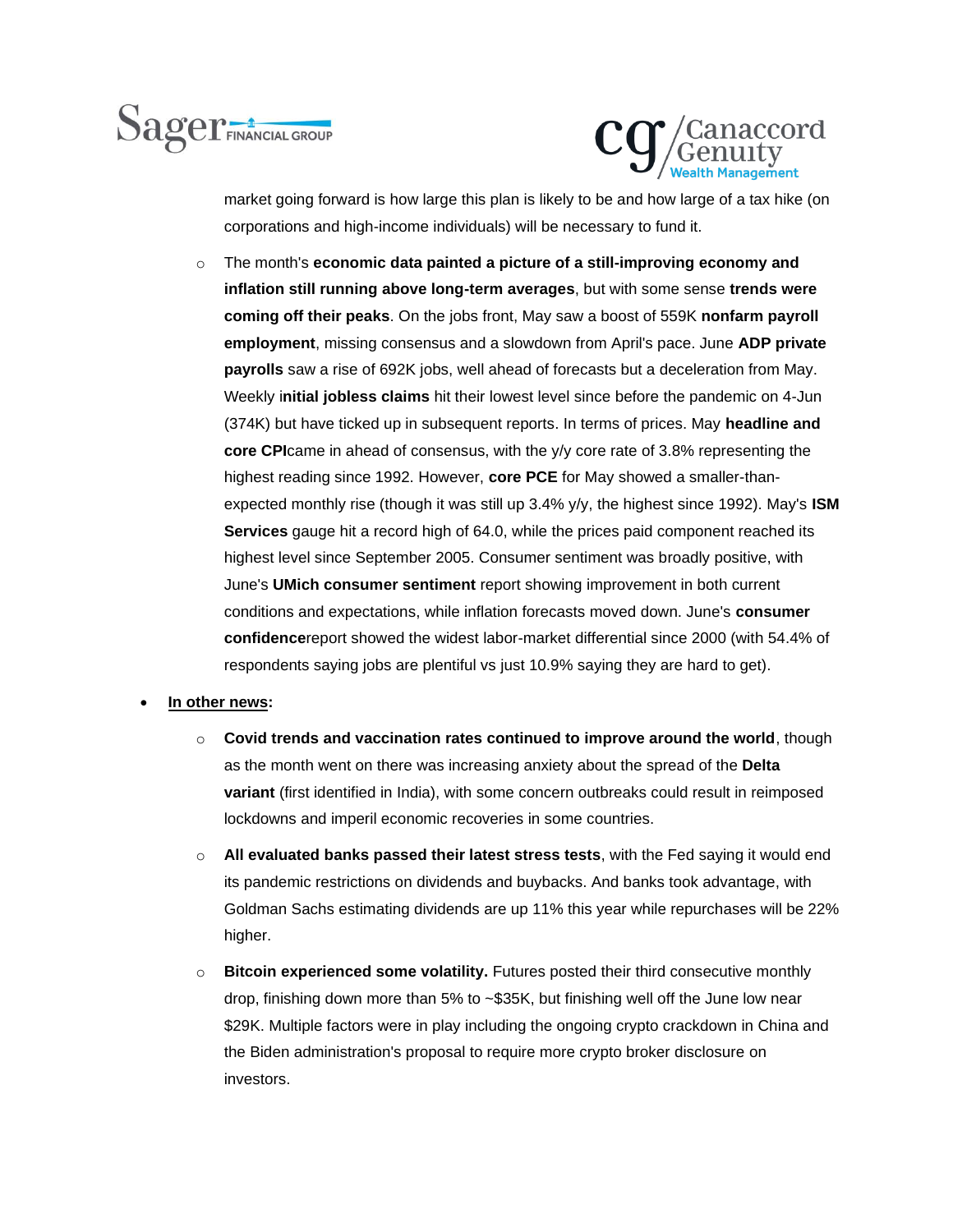market going forward is how large this plan is likely to be and how large of a tax hike (on corporations and high-income individuals) will be necessary to fund it.

- The month's **economic data painted a picture of a still-improving economy and inflation still running above long-term averages**, but with some sense **trends were coming off their peaks**. On the jobs front, May saw a boost of 559K **nonfarm payroll employment**, missing consensus and a slowdown from April's pace. June **ADP private payrolls** saw a rise of 692K jobs, well ahead of forecasts but a deceleration from May. Weekly i**nitial jobless claims** hit their lowest level since before the pandemic on 4-Jun (374K) but have ticked up in subsequent reports. In terms of prices. May **headline and core CPI**came in ahead of consensus, with the y/y core rate of 3.8% representing the highest reading since 1992. However, **core PCE** for May showed a smaller-than-expected monthly rise (though it was still up 3.4% y/y, the highest since 1992). May's **ISM Services** gauge hit a record high of 64.0, while the prices paid component reached its highest level since September 2005. Consumer sentiment was broadly positive, with June's **UMich consumer sentiment** report showing improvement in both current conditions and expectations, while inflation forecasts moved down. June's **consumer confidence**report showed the widest labor-market differential since 2000 (with 54.4% of respondents saying jobs are plentiful vs just 10.9% saying they are hard to get).

- **<u>In other news</u>:**
  - **Covid trends and vaccination rates continued to improve around the world**, though as the month went on there was increasing anxiety about the spread of the **Delta variant** (first identified in India), with some concern outbreaks could result in reimposed lockdowns and imperil economic recoveries in some countries.
  - **All evaluated banks passed their latest stress tests**, with the Fed saying it would end its pandemic restrictions on dividends and buybacks. And banks took advantage, with Goldman Sachs estimating dividends are up 11% this year while repurchases will be 22% higher.
  - **Bitcoin experienced some volatility.** Futures posted their third consecutive monthly drop, finishing down more than 5% to ~$35K, but finishing well off the June low near $29K. Multiple factors were in play including the ongoing crypto crackdown in China and the Biden administration's proposal to require more crypto broker disclosure on investors.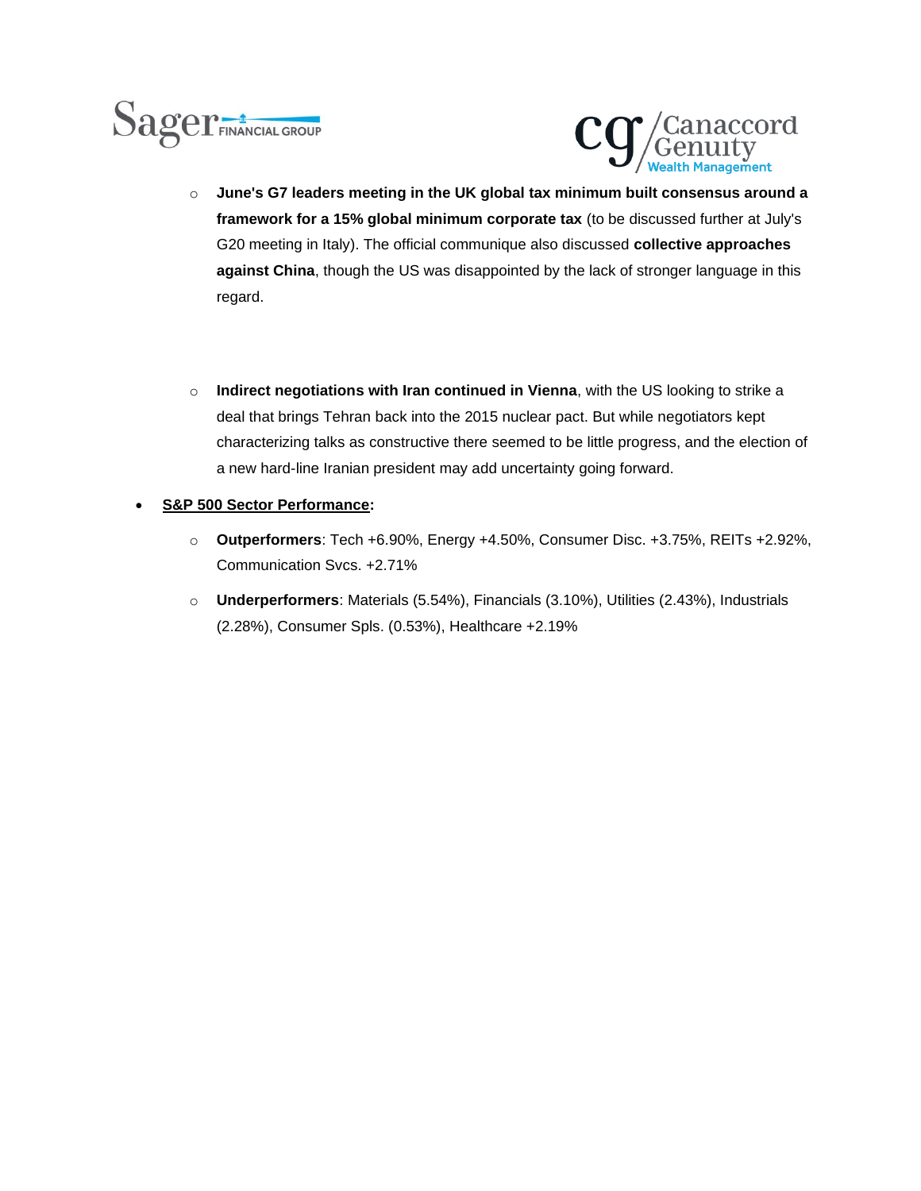- **June's G7 leaders meeting in the UK global tax minimum built consensus around a framework for a 15% global minimum corporate tax** (to be discussed further at July's G20 meeting in Italy). The official communique also discussed **collective approaches against China**, though the US was disappointed by the lack of stronger language in this regard.

- **Indirect negotiations with Iran continued in Vienna**, with the US looking to strike a deal that brings Tehran back into the 2015 nuclear pact. But while negotiators kept characterizing talks as constructive there seemed to be little progress, and the election of a new hard-line Iranian president may add uncertainty going forward.

- **S&P 500 Sector Performance:**
  - **Outperformers**: Tech +6.90%, Energy +4.50%, Consumer Disc. +3.75%, REITs +2.92%, Communication Svcs. +2.71%
  - **Underperformers**: Materials (5.54%), Financials (3.10%), Utilities (2.43%), Industrials (2.28%), Consumer Spls. (0.53%), Healthcare +2.19%